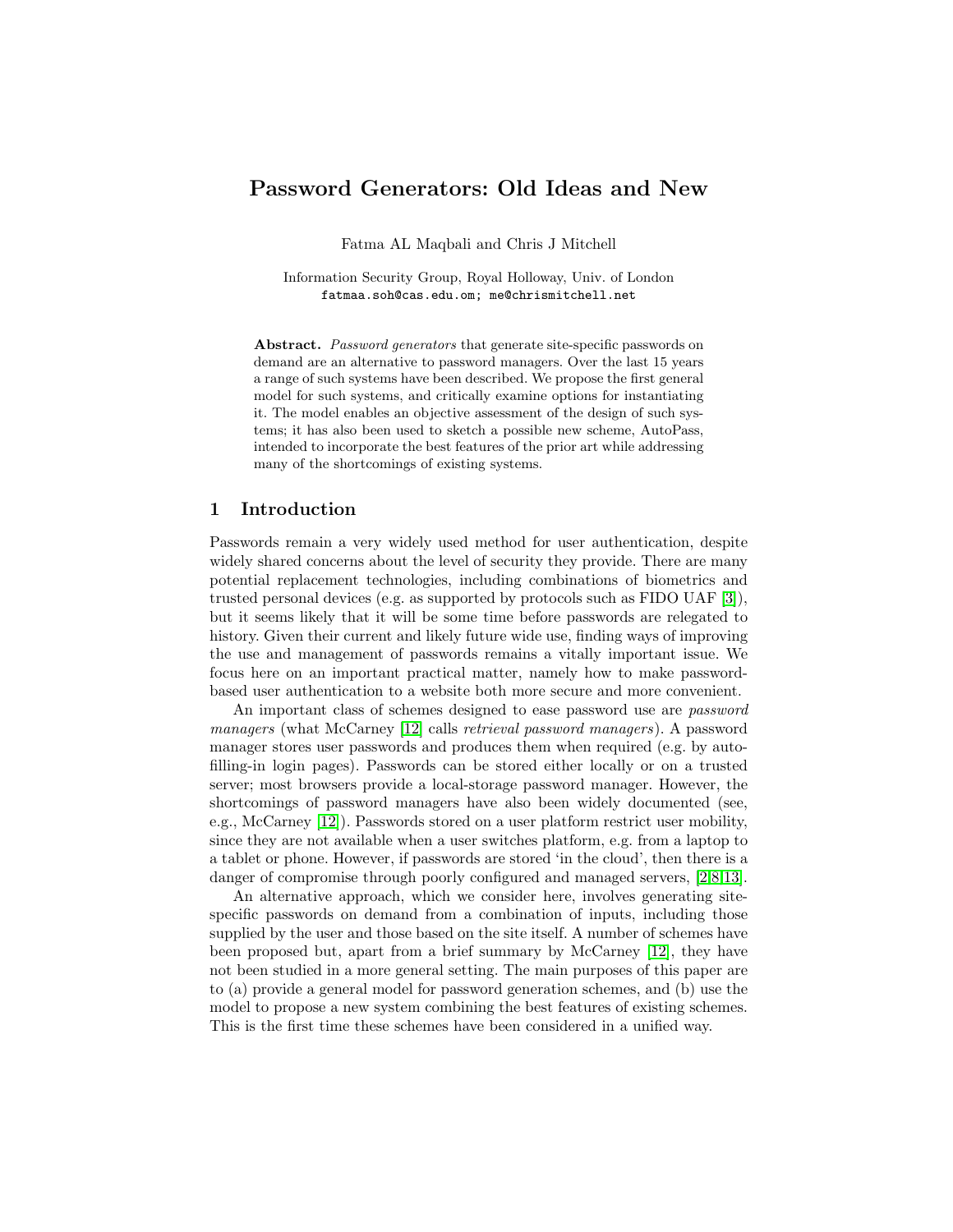# Password Generators: Old Ideas and New

Fatma AL Maqbali and Chris J Mitchell

Information Security Group, Royal Holloway, Univ. of London
fatmaa.soh@cas.edu.om; me@chrismitchell.net

**Abstract.** *Password generators* that generate site-specific passwords on demand are an alternative to password managers. Over the last 15 years a range of such systems have been described. We propose the first general model for such systems, and critically examine options for instantiating it. The model enables an objective assessment of the design of such systems; it has also been used to sketch a possible new scheme, AutoPass, intended to incorporate the best features of the prior art while addressing many of the shortcomings of existing systems.

## 1 Introduction

Passwords remain a very widely used method for user authentication, despite widely shared concerns about the level of security they provide. There are many potential replacement technologies, including combinations of biometrics and trusted personal devices (e.g. as supported by protocols such as FIDO UAF [3]), but it seems likely that it will be some time before passwords are relegated to history. Given their current and likely future wide use, finding ways of improving the use and management of passwords remains a vitally important issue. We focus here on an important practical matter, namely how to make password-based user authentication to a website both more secure and more convenient.

An important class of schemes designed to ease password use are *password managers* (what McCarney [12] calls *retrieval password managers*). A password manager stores user passwords and produces them when required (e.g. by auto-filling-in login pages). Passwords can be stored either locally or on a trusted server; most browsers provide a local-storage password manager. However, the shortcomings of password managers have also been widely documented (see, e.g., McCarney [12]). Passwords stored on a user platform restrict user mobility, since they are not available when a user switches platform, e.g. from a laptop to a tablet or phone. However, if passwords are stored 'in the cloud', then there is a danger of compromise through poorly configured and managed servers, [2,8,13].

An alternative approach, which we consider here, involves generating site-specific passwords on demand from a combination of inputs, including those supplied by the user and those based on the site itself. A number of schemes have been proposed but, apart from a brief summary by McCarney [12], they have not been studied in a more general setting. The main purposes of this paper are to (a) provide a general model for password generation schemes, and (b) use the model to propose a new system combining the best features of existing schemes. This is the first time these schemes have been considered in a unified way.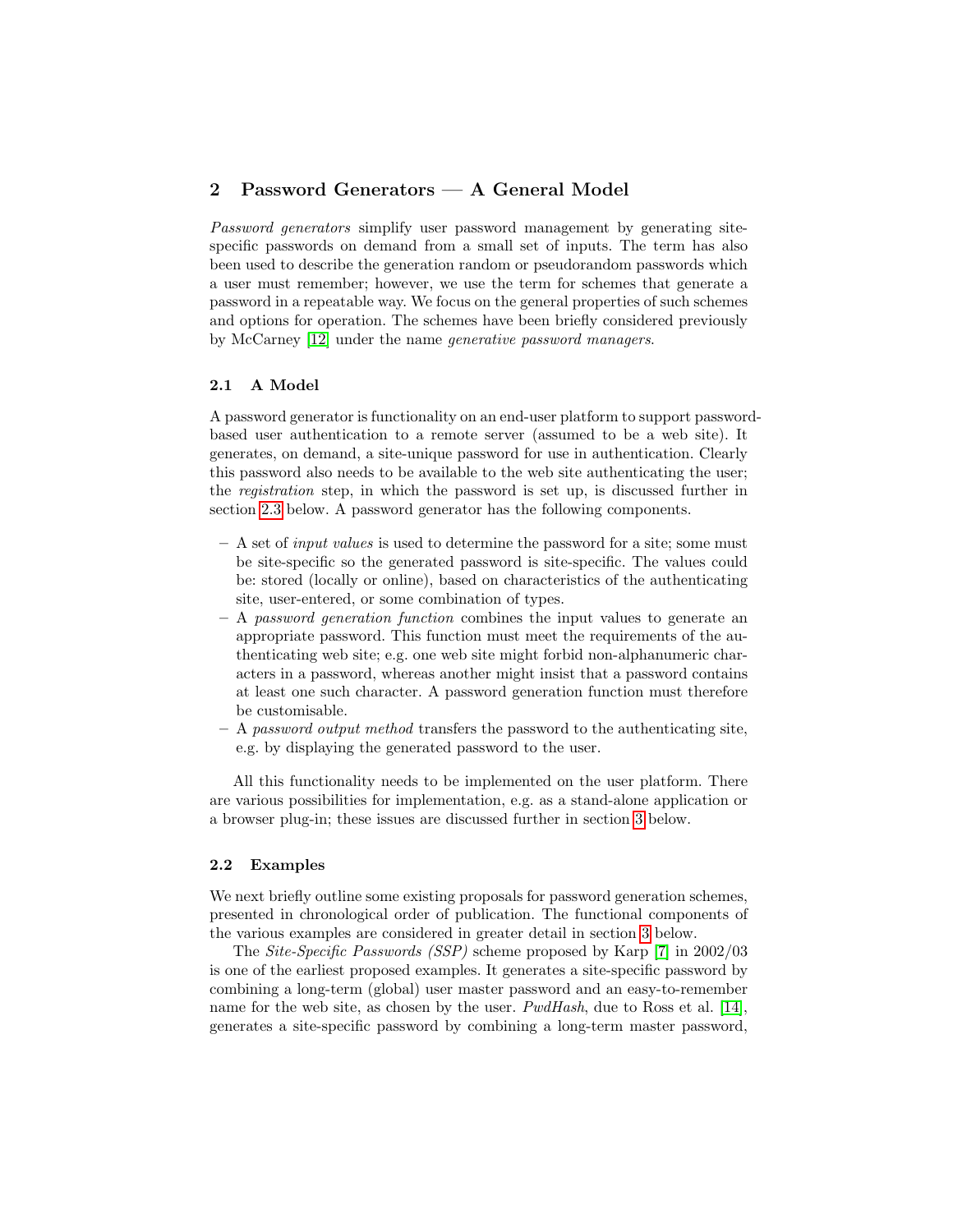## 2 Password Generators — A General Model

*Password generators* simplify user password management by generating site-specific passwords on demand from a small set of inputs. The term has also been used to describe the generation random or pseudorandom passwords which a user must remember; however, we use the term for schemes that generate a password in a repeatable way. We focus on the general properties of such schemes and options for operation. The schemes have been briefly considered previously by McCarney [12] under the name *generative password managers*.

### 2.1 A Model

A password generator is functionality on an end-user platform to support password-based user authentication to a remote server (assumed to be a web site). It generates, on demand, a site-unique password for use in authentication. Clearly this password also needs to be available to the web site authenticating the user; the *registration* step, in which the password is set up, is discussed further in section 2.3 below. A password generator has the following components.

- A set of *input values* is used to determine the password for a site; some must be site-specific so the generated password is site-specific. The values could be: stored (locally or online), based on characteristics of the authenticating site, user-entered, or some combination of types.
- A *password generation function* combines the input values to generate an appropriate password. This function must meet the requirements of the authenticating web site; e.g. one web site might forbid non-alphanumeric characters in a password, whereas another might insist that a password contains at least one such character. A password generation function must therefore be customisable.
- A *password output method* transfers the password to the authenticating site, e.g. by displaying the generated password to the user.

All this functionality needs to be implemented on the user platform. There are various possibilities for implementation, e.g. as a stand-alone application or a browser plug-in; these issues are discussed further in section 3 below.

### 2.2 Examples

We next briefly outline some existing proposals for password generation schemes, presented in chronological order of publication. The functional components of the various examples are considered in greater detail in section 3 below.

The *Site-Specific Passwords (SSP)* scheme proposed by Karp [7] in 2002/03 is one of the earliest proposed examples. It generates a site-specific password by combining a long-term (global) user master password and an easy-to-remember name for the web site, as chosen by the user. *PwdHash*, due to Ross et al. [14], generates a site-specific password by combining a long-term master password,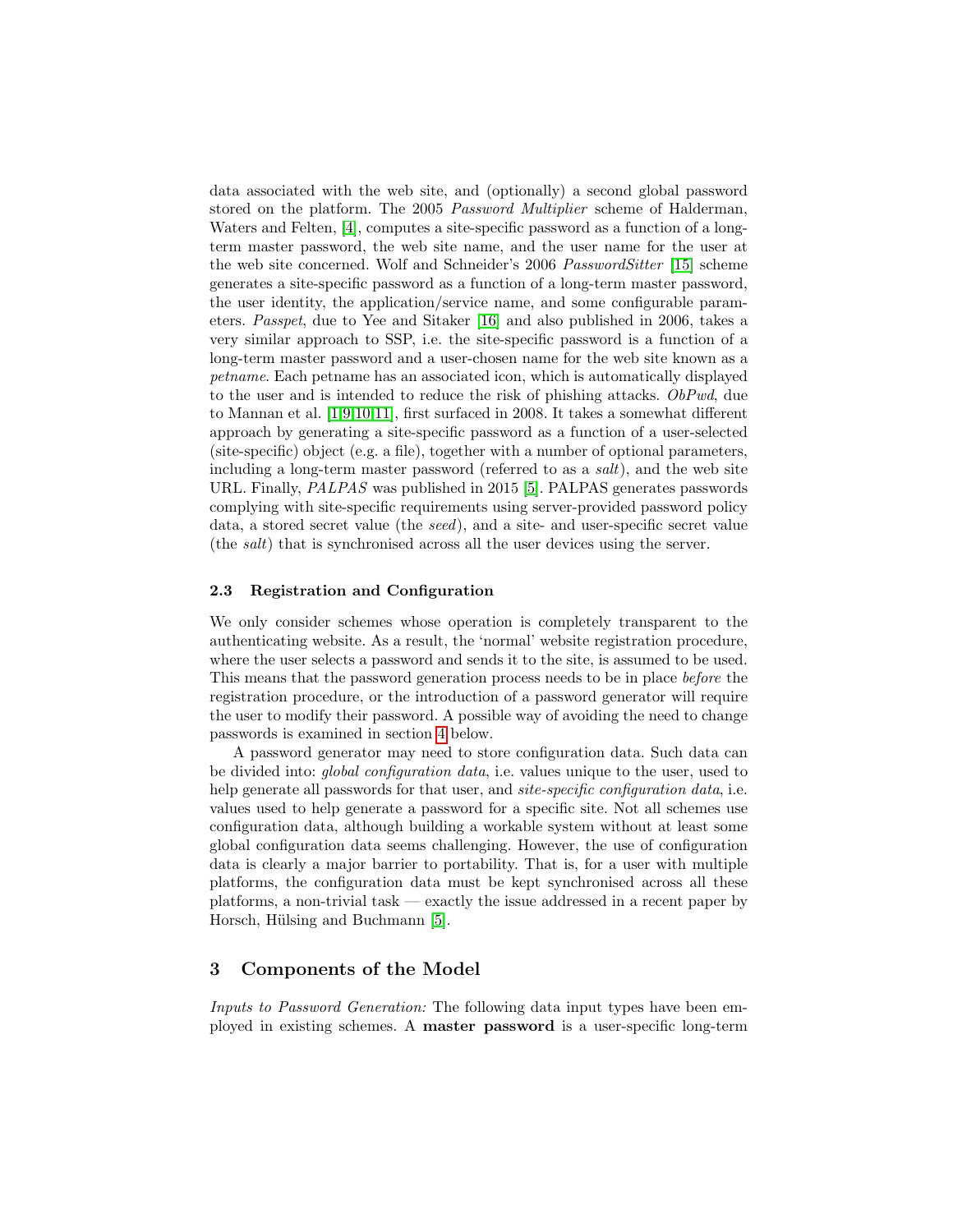data associated with the web site, and (optionally) a second global password stored on the platform. The 2005 *Password Multiplier* scheme of Halderman, Waters and Felten, [4], computes a site-specific password as a function of a long-term master password, the web site name, and the user name for the user at the web site concerned. Wolf and Schneider's 2006 *PasswordSitter* [15] scheme generates a site-specific password as a function of a long-term master password, the user identity, the application/service name, and some configurable parameters. *Passpet*, due to Yee and Sitaker [16] and also published in 2006, takes a very similar approach to SSP, i.e. the site-specific password is a function of a long-term master password and a user-chosen name for the web site known as a *petname*. Each petname has an associated icon, which is automatically displayed to the user and is intended to reduce the risk of phishing attacks. *ObPwd*, due to Mannan et al. [1,9,10,11], first surfaced in 2008. It takes a somewhat different approach by generating a site-specific password as a function of a user-selected (site-specific) object (e.g. a file), together with a number of optional parameters, including a long-term master password (referred to as a *salt*), and the web site URL. Finally, *PALPAS* was published in 2015 [5]. PALPAS generates passwords complying with site-specific requirements using server-provided password policy data, a stored secret value (the *seed*), and a site- and user-specific secret value (the *salt*) that is synchronised across all the user devices using the server.

### 2.3 Registration and Configuration

We only consider schemes whose operation is completely transparent to the authenticating website. As a result, the 'normal' website registration procedure, where the user selects a password and sends it to the site, is assumed to be used. This means that the password generation process needs to be in place *before* the registration procedure, or the introduction of a password generator will require the user to modify their password. A possible way of avoiding the need to change passwords is examined in section 4 below.

A password generator may need to store configuration data. Such data can be divided into: *global configuration data*, i.e. values unique to the user, used to help generate all passwords for that user, and *site-specific configuration data*, i.e. values used to help generate a password for a specific site. Not all schemes use configuration data, although building a workable system without at least some global configuration data seems challenging. However, the use of configuration data is clearly a major barrier to portability. That is, for a user with multiple platforms, the configuration data must be kept synchronised across all these platforms, a non-trivial task — exactly the issue addressed in a recent paper by Horsch, Hülsing and Buchmann [5].

## 3 Components of the Model

*Inputs to Password Generation:* The following data input types have been employed in existing schemes. A **master password** is a user-specific long-term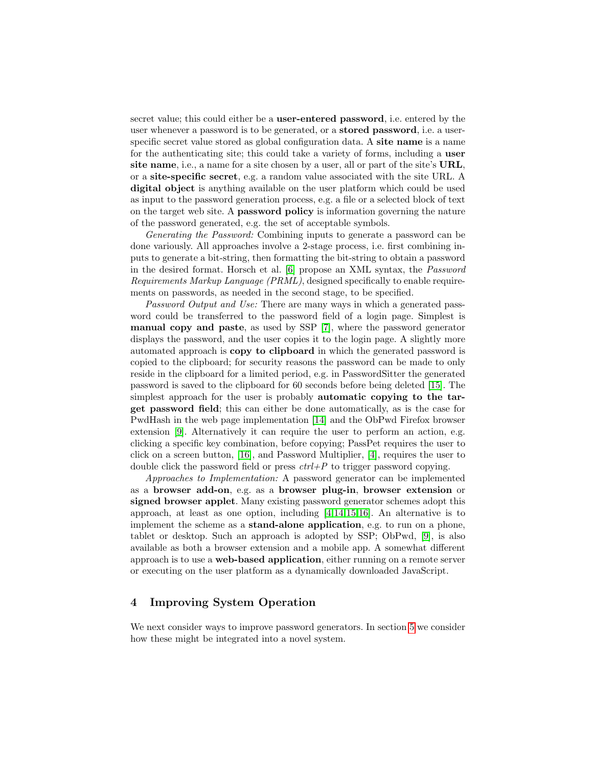secret value; this could either be a **user-entered password**, i.e. entered by the user whenever a password is to be generated, or a **stored password**, i.e. a user-specific secret value stored as global configuration data. A **site name** is a name for the authenticating site; this could take a variety of forms, including a **user site name**, i.e., a name for a site chosen by a user, all or part of the site's **URL**, or a **site-specific secret**, e.g. a random value associated with the site URL. A **digital object** is anything available on the user platform which could be used as input to the password generation process, e.g. a file or a selected block of text on the target web site. A **password policy** is information governing the nature of the password generated, e.g. the set of acceptable symbols.

*Generating the Password:* Combining inputs to generate a password can be done variously. All approaches involve a 2-stage process, i.e. first combining inputs to generate a bit-string, then formatting the bit-string to obtain a password in the desired format. Horsch et al. [6] propose an XML syntax, the *Password Requirements Markup Language (PRML)*, designed specifically to enable requirements on passwords, as needed in the second stage, to be specified.

*Password Output and Use:* There are many ways in which a generated password could be transferred to the password field of a login page. Simplest is **manual copy and paste**, as used by SSP [7], where the password generator displays the password, and the user copies it to the login page. A slightly more automated approach is **copy to clipboard** in which the generated password is copied to the clipboard; for security reasons the password can be made to only reside in the clipboard for a limited period, e.g. in PasswordSitter the generated password is saved to the clipboard for 60 seconds before being deleted [15]. The simplest approach for the user is probably **automatic copying to the target password field**; this can either be done automatically, as is the case for PwdHash in the web page implementation [14] and the ObPwd Firefox browser extension [9]. Alternatively it can require the user to perform an action, e.g. clicking a specific key combination, before copying; PassPet requires the user to click on a screen button, [16], and Password Multiplier, [4], requires the user to double click the password field or press *ctrl+P* to trigger password copying.

*Approaches to Implementation:* A password generator can be implemented as a **browser add-on**, e.g. as a **browser plug-in**, **browser extension** or **signed browser applet**. Many existing password generator schemes adopt this approach, at least as one option, including [4,14,15,16]. An alternative is to implement the scheme as a **stand-alone application**, e.g. to run on a phone, tablet or desktop. Such an approach is adopted by SSP; ObPwd, [9], is also available as both a browser extension and a mobile app. A somewhat different approach is to use a **web-based application**, either running on a remote server or executing on the user platform as a dynamically downloaded JavaScript.

## 4 Improving System Operation

We next consider ways to improve password generators. In section 5 we consider how these might be integrated into a novel system.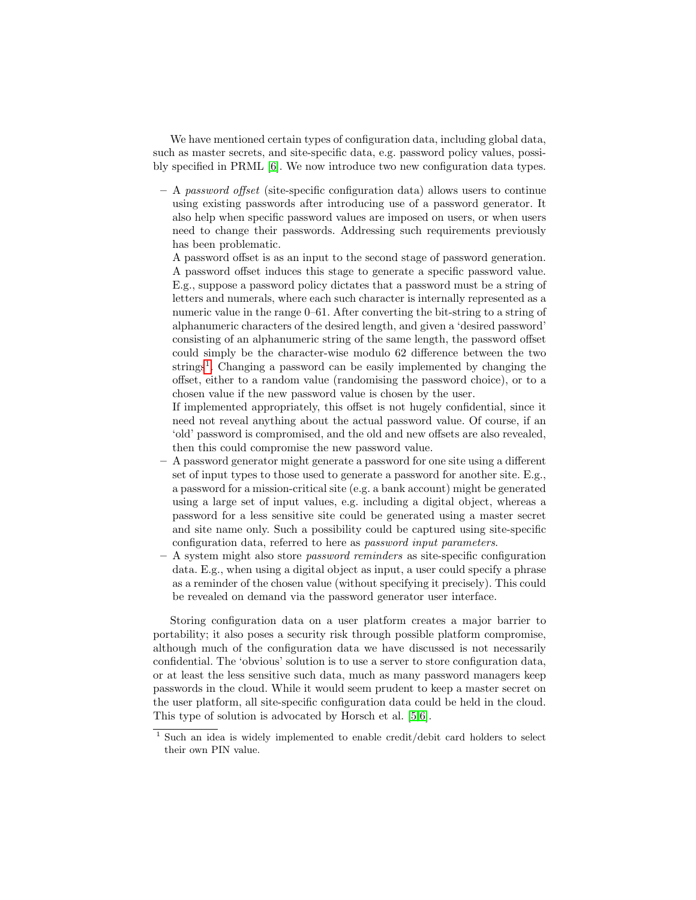We have mentioned certain types of configuration data, including global data, such as master secrets, and site-specific data, e.g. password policy values, possibly specified in PRML [6]. We now introduce two new configuration data types.

- A *password offset* (site-specific configuration data) allows users to continue using existing passwords after introducing use of a password generator. It also help when specific password values are imposed on users, or when users need to change their passwords. Addressing such requirements previously has been problematic.

  A password offset is as an input to the second stage of password generation. A password offset induces this stage to generate a specific password value. E.g., suppose a password policy dictates that a password must be a string of letters and numerals, where each such character is internally represented as a numeric value in the range 0–61. After converting the bit-string to a string of alphanumeric characters of the desired length, and given a 'desired password' consisting of an alphanumeric string of the same length, the password offset could simply be the character-wise modulo 62 difference between the two strings[1]. Changing a password can be easily implemented by changing the offset, either to a random value (randomising the password choice), or to a chosen value if the new password value is chosen by the user.

  If implemented appropriately, this offset is not hugely confidential, since it need not reveal anything about the actual password value. Of course, if an 'old' password is compromised, and the old and new offsets are also revealed, then this could compromise the new password value.
- A password generator might generate a password for one site using a different set of input types to those used to generate a password for another site. E.g., a password for a mission-critical site (e.g. a bank account) might be generated using a large set of input values, e.g. including a digital object, whereas a password for a less sensitive site could be generated using a master secret and site name only. Such a possibility could be captured using site-specific configuration data, referred to here as *password input parameters*.
- A system might also store *password reminders* as site-specific configuration data. E.g., when using a digital object as input, a user could specify a phrase as a reminder of the chosen value (without specifying it precisely). This could be revealed on demand via the password generator user interface.

Storing configuration data on a user platform creates a major barrier to portability; it also poses a security risk through possible platform compromise, although much of the configuration data we have discussed is not necessarily confidential. The 'obvious' solution is to use a server to store configuration data, or at least the less sensitive such data, much as many password managers keep passwords in the cloud. While it would seem prudent to keep a master secret on the user platform, all site-specific configuration data could be held in the cloud. This type of solution is advocated by Horsch et al. [5,6].

[1] Such an idea is widely implemented to enable credit/debit card holders to select their own PIN value.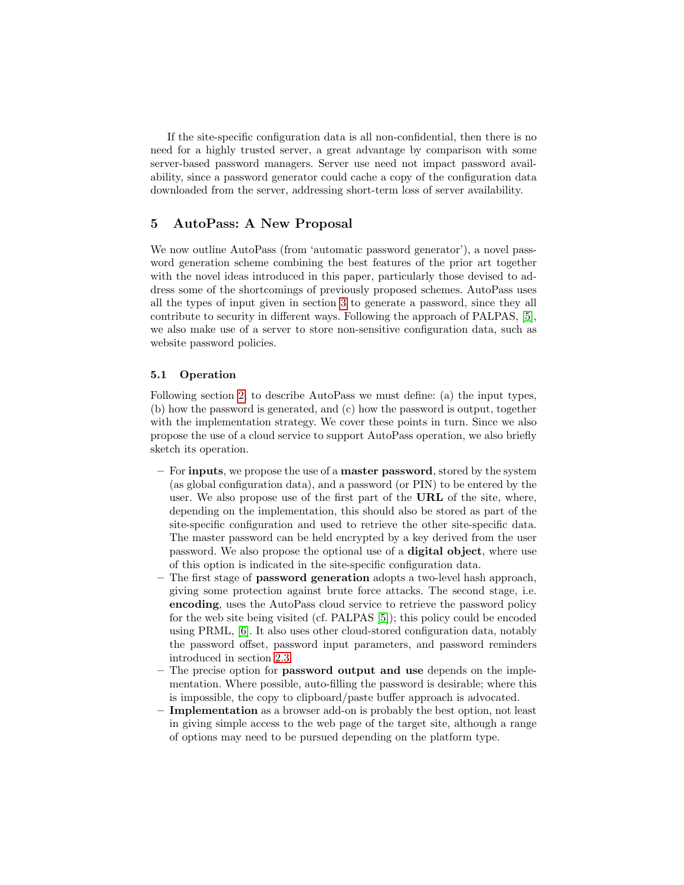If the site-specific configuration data is all non-confidential, then there is no need for a highly trusted server, a great advantage by comparison with some server-based password managers. Server use need not impact password availability, since a password generator could cache a copy of the configuration data downloaded from the server, addressing short-term loss of server availability.

## 5 AutoPass: A New Proposal

We now outline AutoPass (from 'automatic password generator'), a novel password generation scheme combining the best features of the prior art together with the novel ideas introduced in this paper, particularly those devised to address some of the shortcomings of previously proposed schemes. AutoPass uses all the types of input given in section 3 to generate a password, since they all contribute to security in different ways. Following the approach of PALPAS, [5], we also make use of a server to store non-sensitive configuration data, such as website password policies.

### 5.1 Operation

Following section 2, to describe AutoPass we must define: (a) the input types, (b) how the password is generated, and (c) how the password is output, together with the implementation strategy. We cover these points in turn. Since we also propose the use of a cloud service to support AutoPass operation, we also briefly sketch its operation.

- For **inputs**, we propose the use of a **master password**, stored by the system (as global configuration data), and a password (or PIN) to be entered by the user. We also propose use of the first part of the **URL** of the site, where, depending on the implementation, this should also be stored as part of the site-specific configuration and used to retrieve the other site-specific data. The master password can be held encrypted by a key derived from the user password. We also propose the optional use of a **digital object**, where use of this option is indicated in the site-specific configuration data.
- The first stage of **password generation** adopts a two-level hash approach, giving some protection against brute force attacks. The second stage, i.e. **encoding**, uses the AutoPass cloud service to retrieve the password policy for the web site being visited (cf. PALPAS [5]); this policy could be encoded using PRML, [6]. It also uses other cloud-stored configuration data, notably the password offset, password input parameters, and password reminders introduced in section 2.3.
- The precise option for **password output and use** depends on the implementation. Where possible, auto-filling the password is desirable; where this is impossible, the copy to clipboard/paste buffer approach is advocated.
- **Implementation** as a browser add-on is probably the best option, not least in giving simple access to the web page of the target site, although a range of options may need to be pursued depending on the platform type.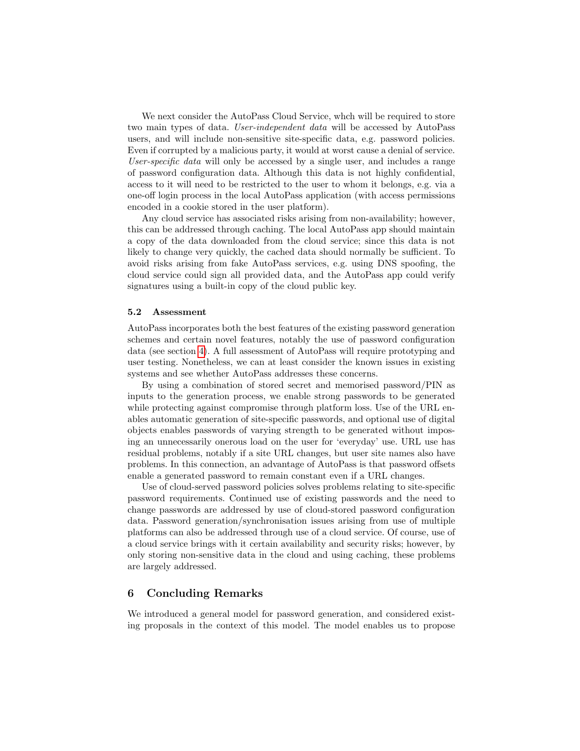We next consider the AutoPass Cloud Service, whch will be required to store two main types of data. *User-independent data* will be accessed by AutoPass users, and will include non-sensitive site-specific data, e.g. password policies. Even if corrupted by a malicious party, it would at worst cause a denial of service. *User-specific data* will only be accessed by a single user, and includes a range of password configuration data. Although this data is not highly confidential, access to it will need to be restricted to the user to whom it belongs, e.g. via a one-off login process in the local AutoPass application (with access permissions encoded in a cookie stored in the user platform).

Any cloud service has associated risks arising from non-availability; however, this can be addressed through caching. The local AutoPass app should maintain a copy of the data downloaded from the cloud service; since this data is not likely to change very quickly, the cached data should normally be sufficient. To avoid risks arising from fake AutoPass services, e.g. using DNS spoofing, the cloud service could sign all provided data, and the AutoPass app could verify signatures using a built-in copy of the cloud public key.

### 5.2 Assessment

AutoPass incorporates both the best features of the existing password generation schemes and certain novel features, notably the use of password configuration data (see section 4). A full assessment of AutoPass will require prototyping and user testing. Nonetheless, we can at least consider the known issues in existing systems and see whether AutoPass addresses these concerns.

By using a combination of stored secret and memorised password/PIN as inputs to the generation process, we enable strong passwords to be generated while protecting against compromise through platform loss. Use of the URL enables automatic generation of site-specific passwords, and optional use of digital objects enables passwords of varying strength to be generated without imposing an unnecessarily onerous load on the user for 'everyday' use. URL use has residual problems, notably if a site URL changes, but user site names also have problems. In this connection, an advantage of AutoPass is that password offsets enable a generated password to remain constant even if a URL changes.

Use of cloud-served password policies solves problems relating to site-specific password requirements. Continued use of existing passwords and the need to change passwords are addressed by use of cloud-stored password configuration data. Password generation/synchronisation issues arising from use of multiple platforms can also be addressed through use of a cloud service. Of course, use of a cloud service brings with it certain availability and security risks; however, by only storing non-sensitive data in the cloud and using caching, these problems are largely addressed.

## 6 Concluding Remarks

We introduced a general model for password generation, and considered existing proposals in the context of this model. The model enables us to propose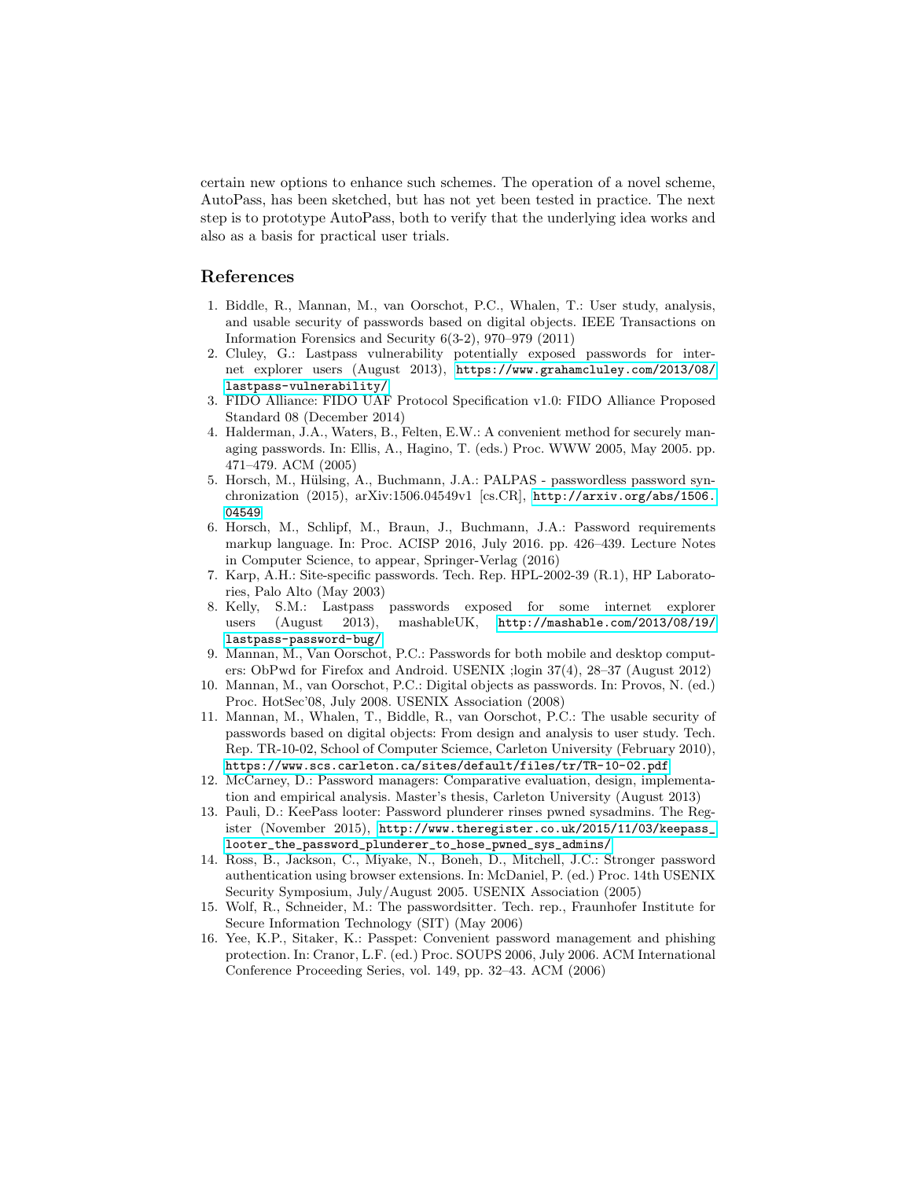certain new options to enhance such schemes. The operation of a novel scheme, AutoPass, has been sketched, but has not yet been tested in practice. The next step is to prototype AutoPass, both to verify that the underlying idea works and also as a basis for practical user trials.

## References

1. Biddle, R., Mannan, M., van Oorschot, P.C., Whalen, T.: User study, analysis, and usable security of passwords based on digital objects. IEEE Transactions on Information Forensics and Security 6(3-2), 970–979 (2011)
2. Cluley, G.: Lastpass vulnerability potentially exposed passwords for internet explorer users (August 2013), https://www.grahamcluley.com/2013/08/lastpass-vulnerability/
3. FIDO Alliance: FIDO UAF Protocol Specification v1.0: FIDO Alliance Proposed Standard 08 (December 2014)
4. Halderman, J.A., Waters, B., Felten, E.W.: A convenient method for securely managing passwords. In: Ellis, A., Hagino, T. (eds.) Proc. WWW 2005, May 2005. pp. 471–479. ACM (2005)
5. Horsch, M., Hülsing, A., Buchmann, J.A.: PALPAS - passwordless password synchronization (2015), arXiv:1506.04549v1 [cs.CR], http://arxiv.org/abs/1506.04549
6. Horsch, M., Schlipf, M., Braun, J., Buchmann, J.A.: Password requirements markup language. In: Proc. ACISP 2016, July 2016. pp. 426–439. Lecture Notes in Computer Science, to appear, Springer-Verlag (2016)
7. Karp, A.H.: Site-specific passwords. Tech. Rep. HPL-2002-39 (R.1), HP Laboratories, Palo Alto (May 2003)
8. Kelly, S.M.: Lastpass passwords exposed for some internet explorer users (August 2013), mashableUK, http://mashable.com/2013/08/19/lastpass-password-bug/
9. Mannan, M., Van Oorschot, P.C.: Passwords for both mobile and desktop computers: ObPwd for Firefox and Android. USENIX ;login 37(4), 28–37 (August 2012)
10. Mannan, M., van Oorschot, P.C.: Digital objects as passwords. In: Provos, N. (ed.) Proc. HotSec'08, July 2008. USENIX Association (2008)
11. Mannan, M., Whalen, T., Biddle, R., van Oorschot, P.C.: The usable security of passwords based on digital objects: From design and analysis to user study. Tech. Rep. TR-10-02, School of Computer Sciemce, Carleton University (February 2010), https://www.scs.carleton.ca/sites/default/files/tr/TR-10-02.pdf
12. McCarney, D.: Password managers: Comparative evaluation, design, implementation and empirical analysis. Master's thesis, Carleton University (August 2013)
13. Pauli, D.: KeePass looter: Password plunderer rinses pwned sysadmins. The Register (November 2015), http://www.theregister.co.uk/2015/11/03/keepass_looter_the_password_plunderer_to_hose_pwned_sys_admins/
14. Ross, B., Jackson, C., Miyake, N., Boneh, D., Mitchell, J.C.: Stronger password authentication using browser extensions. In: McDaniel, P. (ed.) Proc. 14th USENIX Security Symposium, July/August 2005. USENIX Association (2005)
15. Wolf, R., Schneider, M.: The passwordsitter. Tech. rep., Fraunhofer Institute for Secure Information Technology (SIT) (May 2006)
16. Yee, K.P., Sitaker, K.: Passpet: Convenient password management and phishing protection. In: Cranor, L.F. (ed.) Proc. SOUPS 2006, July 2006. ACM International Conference Proceeding Series, vol. 149, pp. 32–43. ACM (2006)